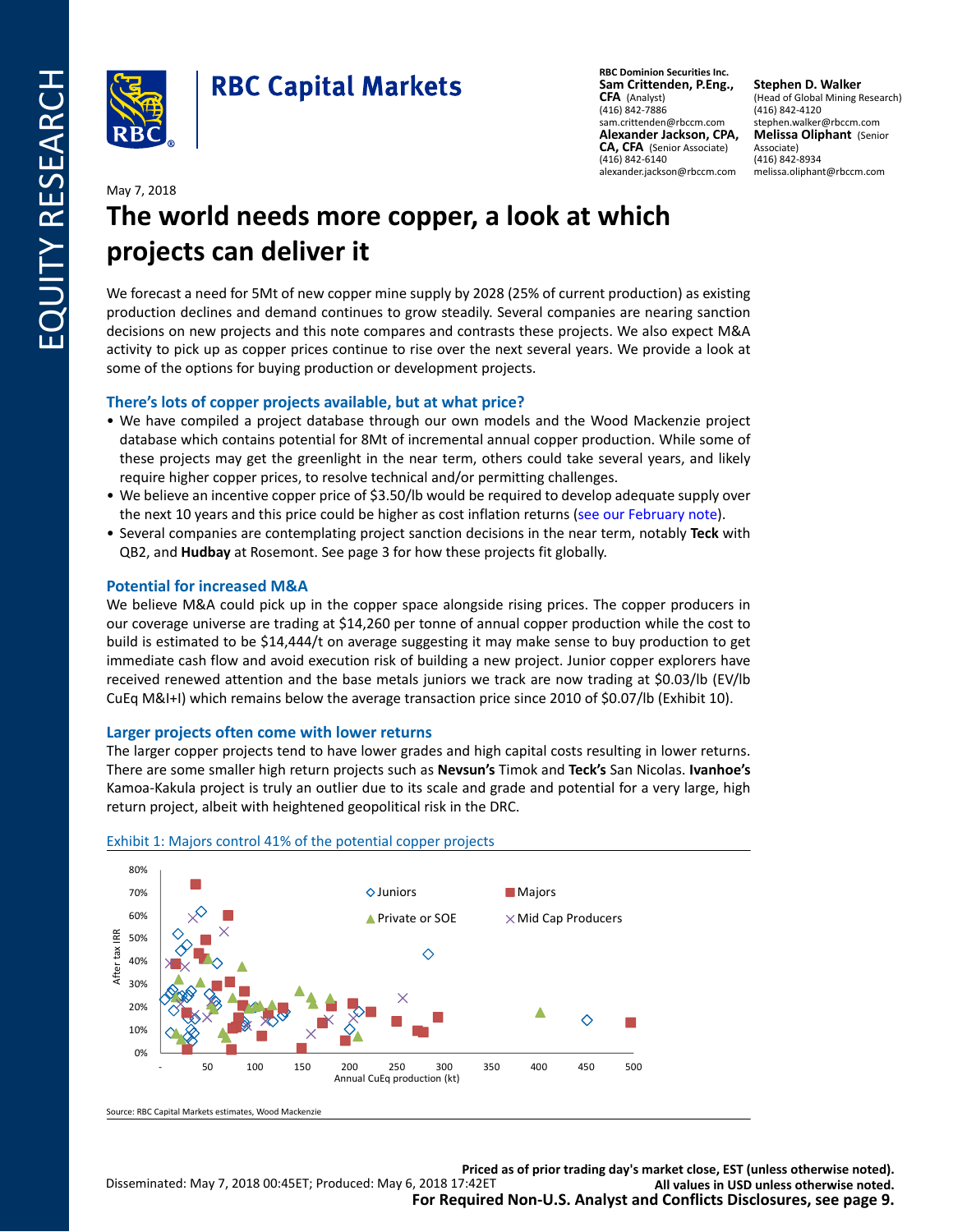RBC Capital Markets

**RBC Dominion Securities Inc.**
**Sam Crittenden, P.Eng., CFA** (Analyst)
(416) 842-7886
sam.crittenden@rbccm.com
**Alexander Jackson, CPA, CA, CFA** (Senior Associate)
(416) 842-6140
alexander.jackson@rbccm.com

**Stephen D. Walker**
(Head of Global Mining Research)
(416) 842-4120
stephen.walker@rbccm.com
**Melissa Oliphant** (Senior Associate)
(416) 842-8934
melissa.oliphant@rbccm.com

May 7, 2018

# The world needs more copper, a look at which projects can deliver it

We forecast a need for 5Mt of new copper mine supply by 2028 (25% of current production) as existing production declines and demand continues to grow steadily. Several companies are nearing sanction decisions on new projects and this note compares and contrasts these projects. We also expect M&A activity to pick up as copper prices continue to rise over the next several years. We provide a look at some of the options for buying production or development projects.

## There's lots of copper projects available, but at what price?

- We have compiled a project database through our own models and the Wood Mackenzie project database which contains potential for 8Mt of incremental annual copper production. While some of these projects may get the greenlight in the near term, others could take several years, and likely require higher copper prices, to resolve technical and/or permitting challenges.
- We believe an incentive copper price of $3.50/lb would be required to develop adequate supply over the next 10 years and this price could be higher as cost inflation returns (see our February note).
- Several companies are contemplating project sanction decisions in the near term, notably **Teck** with QB2, and **Hudbay** at Rosemont. See page 3 for how these projects fit globally.

## Potential for increased M&A

We believe M&A could pick up in the copper space alongside rising prices. The copper producers in our coverage universe are trading at $14,260 per tonne of annual copper production while the cost to build is estimated to be $14,444/t on average suggesting it may make sense to buy production to get immediate cash flow and avoid execution risk of building a new project. Junior copper explorers have received renewed attention and the base metals juniors we track are now trading at $0.03/lb (EV/lb CuEq M&I+I) which remains below the average transaction price since 2010 of $0.07/lb (Exhibit 10).

## Larger projects often come with lower returns

The larger copper projects tend to have lower grades and high capital costs resulting in lower returns. There are some smaller high return projects such as **Nevsun's** Timok and **Teck's** San Nicolas. **Ivanhoe's** Kamoa-Kakula project is truly an outlier due to its scale and grade and potential for a very large, high return project, albeit with heightened geopolitical risk in the DRC.

Exhibit 1: Majors control 41% of the potential copper projects

Source: RBC Capital Markets estimates, Wood Mackenzie

Priced as of prior trading day's market close, EST (unless otherwise noted).
All values in USD unless otherwise noted.

Disseminated: May 7, 2018 00:45ET; Produced: May 6, 2018 17:42ET

**For Required Non-U.S. Analyst and Conflicts Disclosures, see page 9.**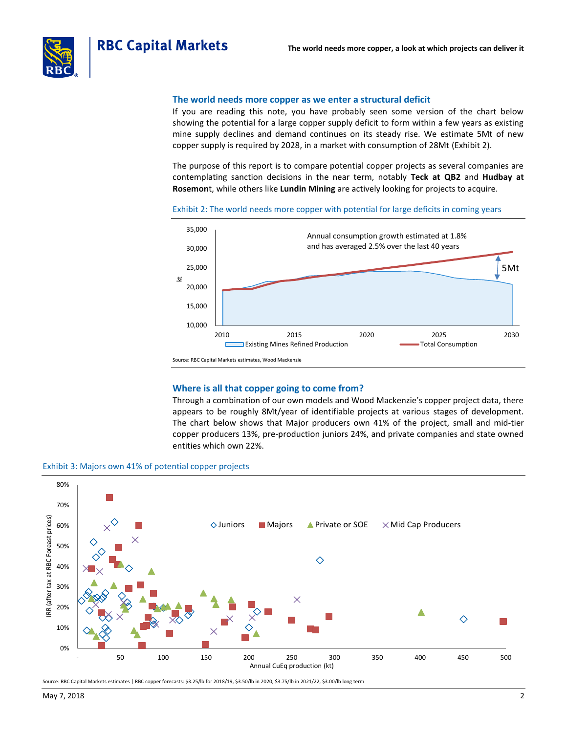## The world needs more copper as we enter a structural deficit

If you are reading this note, you have probably seen some version of the chart below showing the potential for a large copper supply deficit to form within a few years as existing mine supply declines and demand continues on its steady rise. We estimate 5Mt of new copper supply is required by 2028, in a market with consumption of 28Mt (Exhibit 2).

The purpose of this report is to compare potential copper projects as several companies are contemplating sanction decisions in the near term, notably **Teck at QB2** and **Hudbay at Rosemon**t, while others like **Lundin Mining** are actively looking for projects to acquire.

Exhibit 2: The world needs more copper with potential for large deficits in coming years

Source: RBC Capital Markets estimates, Wood Mackenzie

## Where is all that copper going to come from?

Through a combination of our own models and Wood Mackenzie's copper project data, there appears to be roughly 8Mt/year of identifiable projects at various stages of development. The chart below shows that Major producers own 41% of the project, small and mid-tier copper producers 13%, pre-production juniors 24%, and private companies and state owned entities which own 22%.

Exhibit 3: Majors own 41% of potential copper projects

Source: RBC Capital Markets estimates | RBC copper forecasts: \$3.25/lb for 2018/19, \$3.50/lb in 2020, \$3.75/lb in 2021/22, \$3.00/lb long term

May 7, 2018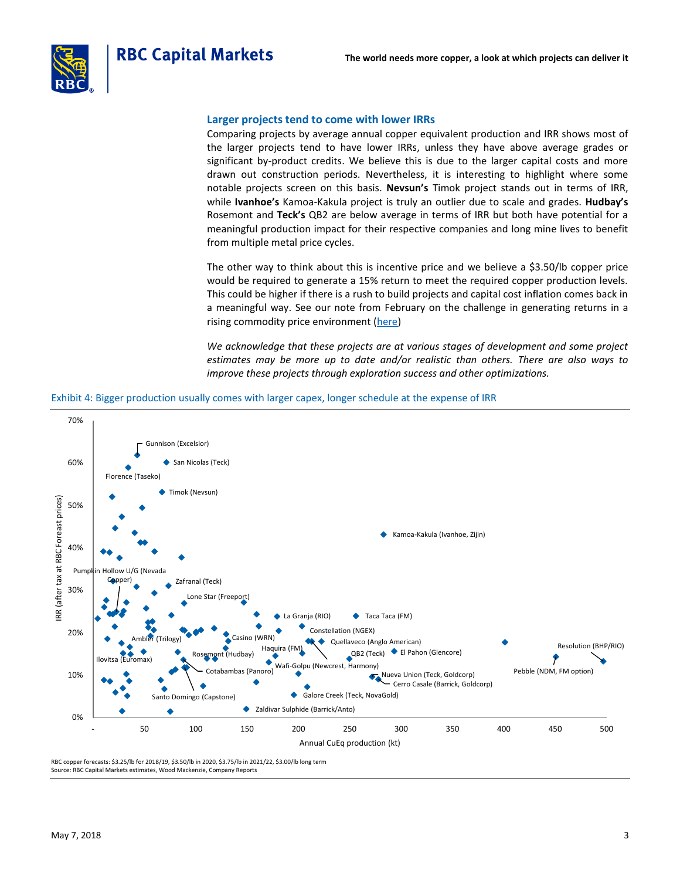## Larger projects tend to come with lower IRRs

Comparing projects by average annual copper equivalent production and IRR shows most of the larger projects tend to have lower IRRs, unless they have above average grades or significant by-product credits. We believe this is due to the larger capital costs and more drawn out construction periods. Nevertheless, it is interesting to highlight where some notable projects screen on this basis. **Nevsun's** Timok project stands out in terms of IRR, while **Ivanhoe's** Kamoa-Kakula project is truly an outlier due to scale and grades. **Hudbay's** Rosemont and **Teck's** QB2 are below average in terms of IRR but both have potential for a meaningful production impact for their respective companies and long mine lives to benefit from multiple metal price cycles.

The other way to think about this is incentive price and we believe a $3.50/lb copper price would be required to generate a 15% return to meet the required copper production levels. This could be higher if there is a rush to build projects and capital cost inflation comes back in a meaningful way. See our note from February on the challenge in generating returns in a rising commodity price environment (here)

*We acknowledge that these projects are at various stages of development and some project estimates may be more up to date and/or realistic than others. There are also ways to improve these projects through exploration success and other optimizations.*

Exhibit 4: Bigger production usually comes with larger capex, longer schedule at the expense of IRR

RBC copper forecasts: $3.25/lb for 2018/19, $3.50/lb in 2020, $3.75/lb in 2021/22, $3.00/lb long term
Source: RBC Capital Markets estimates, Wood Mackenzie, Company Reports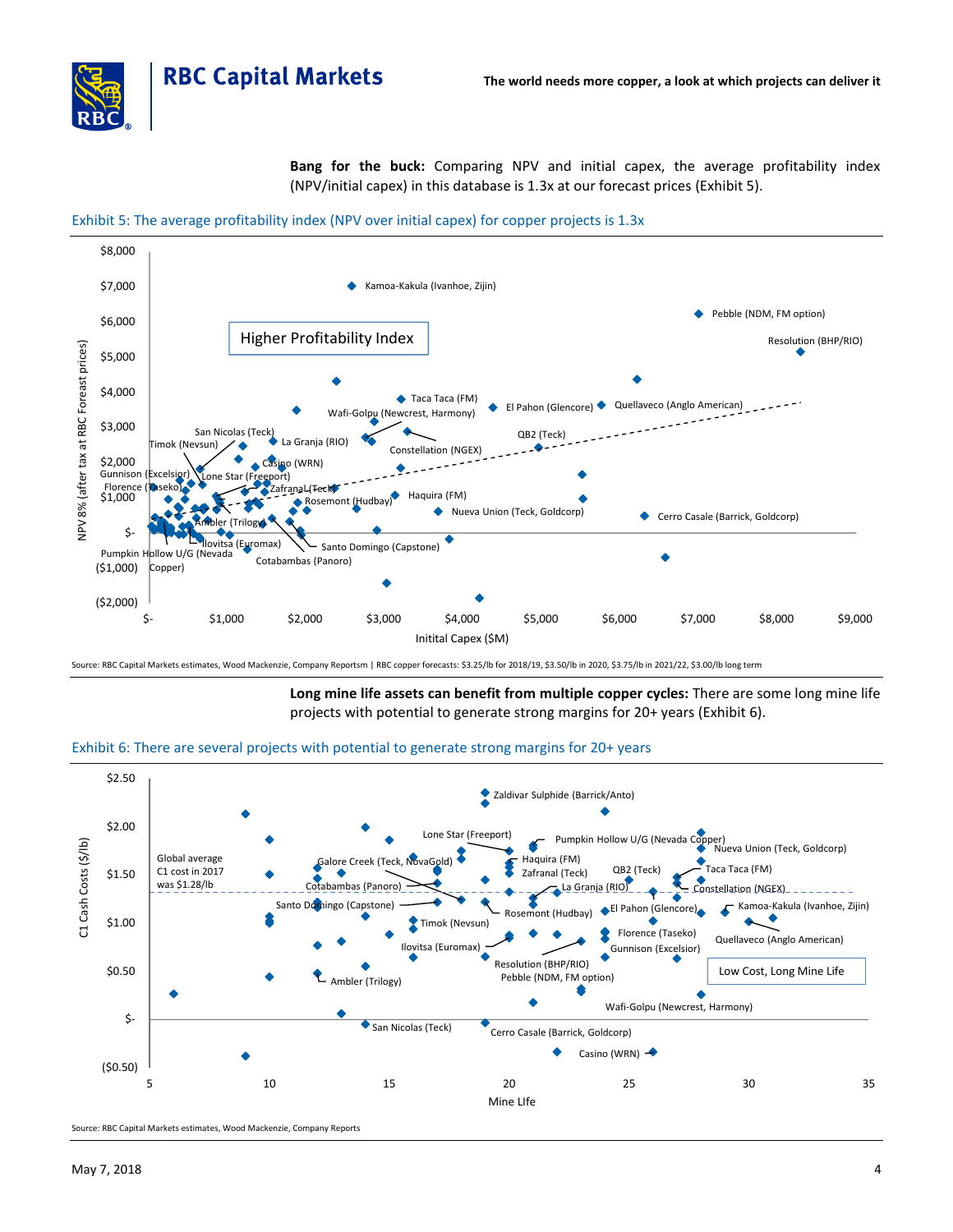**Bang for the buck:** Comparing NPV and initial capex, the average profitability index (NPV/initial capex) in this database is 1.3x at our forecast prices (Exhibit 5).

Exhibit 5: The average profitability index (NPV over initial capex) for copper projects is 1.3x

Source: RBC Capital Markets estimates, Wood Mackenzie, Company Reportsm | RBC copper forecasts: $3.25/lb for 2018/19, $3.50/lb in 2020, $3.75/lb in 2021/22, $3.00/lb long term

**Long mine life assets can benefit from multiple copper cycles:** There are some long mine life projects with potential to generate strong margins for 20+ years (Exhibit 6).

Exhibit 6: There are several projects with potential to generate strong margins for 20+ years

Source: RBC Capital Markets estimates, Wood Mackenzie, Company Reports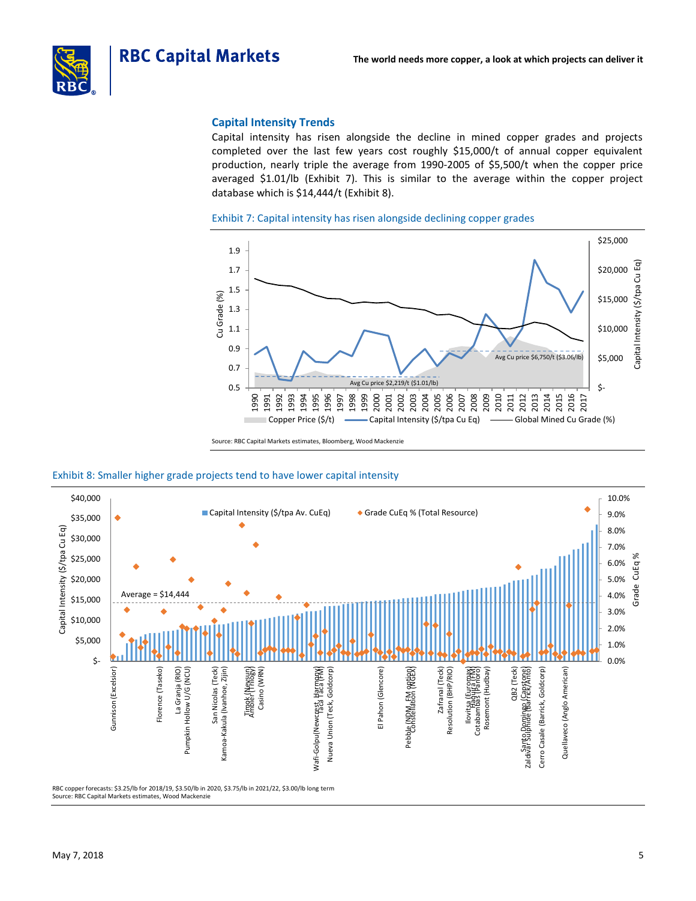## Capital Intensity Trends

Capital intensity has risen alongside the decline in mined copper grades and projects completed over the last few years cost roughly $15,000/t of annual copper equivalent production, nearly triple the average from 1990-2005 of $5,500/t when the copper price averaged $1.01/lb (Exhibit 7). This is similar to the average within the copper project database which is $14,444/t (Exhibit 8).

Exhibit 7: Capital intensity has risen alongside declining copper grades

Source: RBC Capital Markets estimates, Bloomberg, Wood Mackenzie

Exhibit 8: Smaller higher grade projects tend to have lower capital intensity

RBC copper forecasts: $3.25/lb for 2018/19, $3.50/lb in 2020, $3.75/lb in 2021/22, $3.00/lb long term
Source: RBC Capital Markets estimates, Wood Mackenzie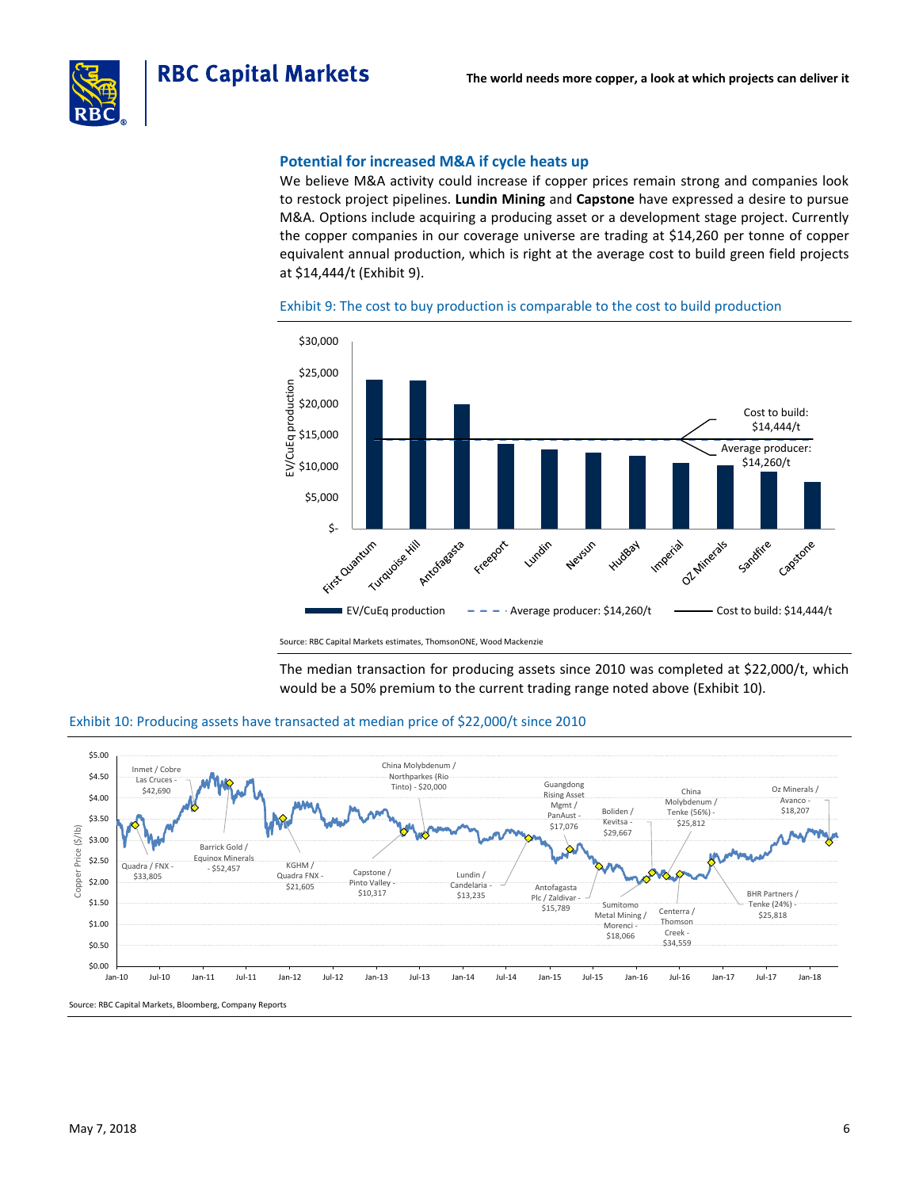## Potential for increased M&A if cycle heats up

We believe M&A activity could increase if copper prices remain strong and companies look to restock project pipelines. **Lundin Mining** and **Capstone** have expressed a desire to pursue M&A. Options include acquiring a producing asset or a development stage project. Currently the copper companies in our coverage universe are trading at $14,260 per tonne of copper equivalent annual production, which is right at the average cost to build green field projects at $14,444/t (Exhibit 9).

Exhibit 9: The cost to buy production is comparable to the cost to build production

Source: RBC Capital Markets estimates, ThomsonONE, Wood Mackenzie

The median transaction for producing assets since 2010 was completed at $22,000/t, which would be a 50% premium to the current trading range noted above (Exhibit 10).

Exhibit 10: Producing assets have transacted at median price of $22,000/t since 2010

Source: RBC Capital Markets, Bloomberg, Company Reports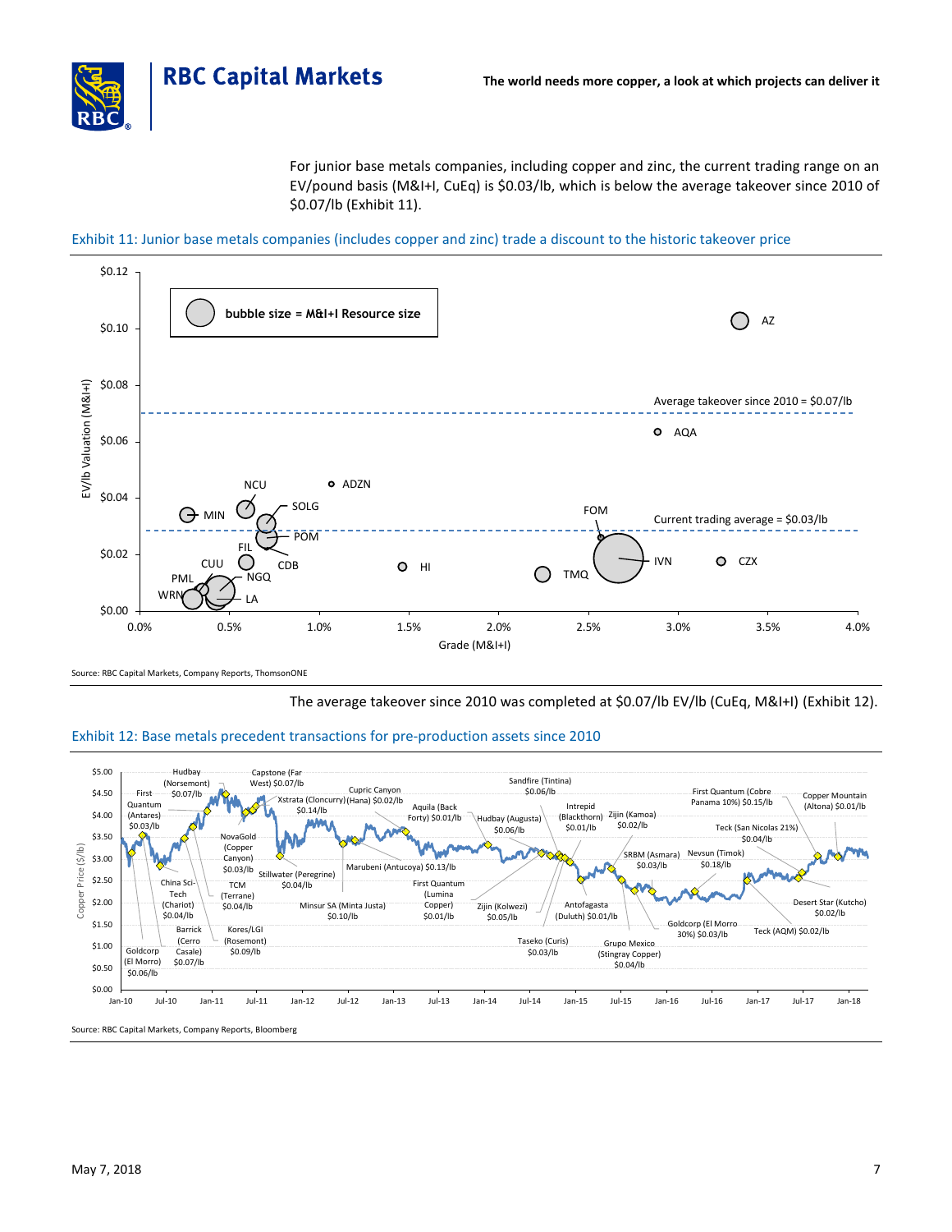For junior base metals companies, including copper and zinc, the current trading range on an EV/pound basis (M&I+I, CuEq) is $0.03/lb, which is below the average takeover since 2010 of $0.07/lb (Exhibit 11).

Exhibit 11: Junior base metals companies (includes copper and zinc) trade a discount to the historic takeover price

Source: RBC Capital Markets, Company Reports, ThomsonONE

The average takeover since 2010 was completed at $0.07/lb EV/lb (CuEq, M&I+I) (Exhibit 12).

Exhibit 12: Base metals precedent transactions for pre-production assets since 2010

Source: RBC Capital Markets, Company Reports, Bloomberg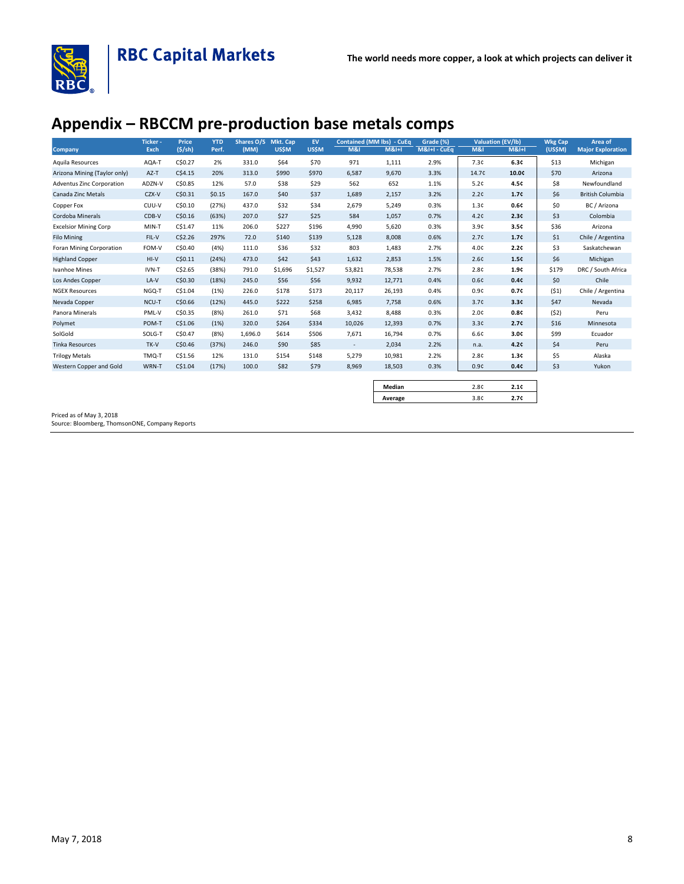## Appendix – RBCCM pre-production base metals comps

| Company | Ticker - Exch | Price ($/sh) | YTD Perf. | Shares O/S (MM) | Mkt. Cap US$M | EV US$M | Contained (MM lbs) - CuEq | | Grade (%) | Valuation (EV/lb) | | Wkg Cap (US$M) | Area of Major Exploration |
|---|---|---|---|---|---|---|---|---|---|---|---|---|---|
| | | | | | | | M&I | M&I+I | M&I+I - CuEq | M&I | M&I+I | | |
| Aquila Resources | AQA-T | C$0.27 | 2% | 331.0 | $64 | $70 | 971 | 1,111 | 2.9% | 7.3¢ | **6.3¢** | $13 | Michigan |
| Arizona Mining (Taylor only) | AZ-T | C$4.15 | 20% | 313.0 | $990 | $970 | 6,587 | 9,670 | 3.3% | 14.7¢ | **10.0¢** | $70 | Arizona |
| Adventus Zinc Corporation | ADZN-V | C$0.85 | 12% | 57.0 | $38 | $29 | 562 | 652 | 1.1% | 5.2¢ | **4.5¢** | $8 | Newfoundland |
| Canada Zinc Metals | CZX-V | C$0.31 | $0.15 | 167.0 | $40 | $37 | 1,689 | 2,157 | 3.2% | 2.2¢ | **1.7¢** | $6 | British Columbia |
| Copper Fox | CUU-V | C$0.10 | (27%) | 437.0 | $32 | $34 | 2,679 | 5,249 | 0.3% | 1.3¢ | **0.6¢** | $0 | BC / Arizona |
| Cordoba Minerals | CDB-V | C$0.16 | (63%) | 207.0 | $27 | $25 | 584 | 1,057 | 0.7% | 4.2¢ | **2.3¢** | $3 | Colombia |
| Excelsior Mining Corp | MIN-T | C$1.47 | 11% | 206.0 | $227 | $196 | 4,990 | 5,620 | 0.3% | 3.9¢ | **3.5¢** | $36 | Arizona |
| Filo Mining | FIL-V | C$2.26 | 297% | 72.0 | $140 | $139 | 5,128 | 8,008 | 0.6% | 2.7¢ | **1.7¢** | $1 | Chile / Argentina |
| Foran Mining Corporation | FOM-V | C$0.40 | (4%) | 111.0 | $36 | $32 | 803 | 1,483 | 2.7% | 4.0¢ | **2.2¢** | $3 | Saskatchewan |
| Highland Copper | HI-V | C$0.11 | (24%) | 473.0 | $42 | $43 | 1,632 | 2,853 | 1.5% | 2.6¢ | **1.5¢** | $6 | Michigan |
| Ivanhoe Mines | IVN-T | C$2.65 | (38%) | 791.0 | $1,696 | $1,527 | 53,821 | 78,538 | 2.7% | 2.8¢ | **1.9¢** | $179 | DRC / South Africa |
| Los Andes Copper | LA-V | C$0.30 | (18%) | 245.0 | $56 | $56 | 9,932 | 12,771 | 0.4% | 0.6¢ | **0.4¢** | $0 | Chile |
| NGEX Resources | NGQ-T | C$1.04 | (1%) | 226.0 | $178 | $173 | 20,117 | 26,193 | 0.4% | 0.9¢ | **0.7¢** | ($1) | Chile / Argentina |
| Nevada Copper | NCU-T | C$0.66 | (12%) | 445.0 | $222 | $258 | 6,985 | 7,758 | 0.6% | 3.7¢ | **3.3¢** | $47 | Nevada |
| Panora Minerals | PML-V | C$0.35 | (8%) | 261.0 | $71 | $68 | 3,432 | 8,488 | 0.3% | 2.0¢ | **0.8¢** | ($2) | Peru |
| Polymet | POM-T | C$1.06 | (1%) | 320.0 | $264 | $334 | 10,026 | 12,393 | 0.7% | 3.3¢ | **2.7¢** | $16 | Minnesota |
| SolGold | SOLG-T | C$0.47 | (8%) | 1,696.0 | $614 | $506 | 7,671 | 16,794 | 0.7% | 6.6¢ | **3.0¢** | $99 | Ecuador |
| Tinka Resources | TK-V | C$0.46 | (37%) | 246.0 | $90 | $85 | - | 2,034 | 2.2% | n.a. | **4.2¢** | $4 | Peru |
| Trilogy Metals | TMQ-T | C$1.56 | 12% | 131.0 | $154 | $148 | 5,279 | 10,981 | 2.2% | 2.8¢ | **1.3¢** | $5 | Alaska |
| Western Copper and Gold | WRN-T | C$1.04 | (17%) | 100.0 | $82 | $79 | 8,969 | 18,503 | 0.3% | 0.9¢ | **0.4¢** | $3 | Yukon |

| | M&I | M&I+I |
|---|---|---|
| **Median** | 2.8¢ | **2.1¢** |
| **Average** | 3.8¢ | **2.7¢** |

Priced as of May 3, 2018
Source: Bloomberg, ThomsonONE, Company Reports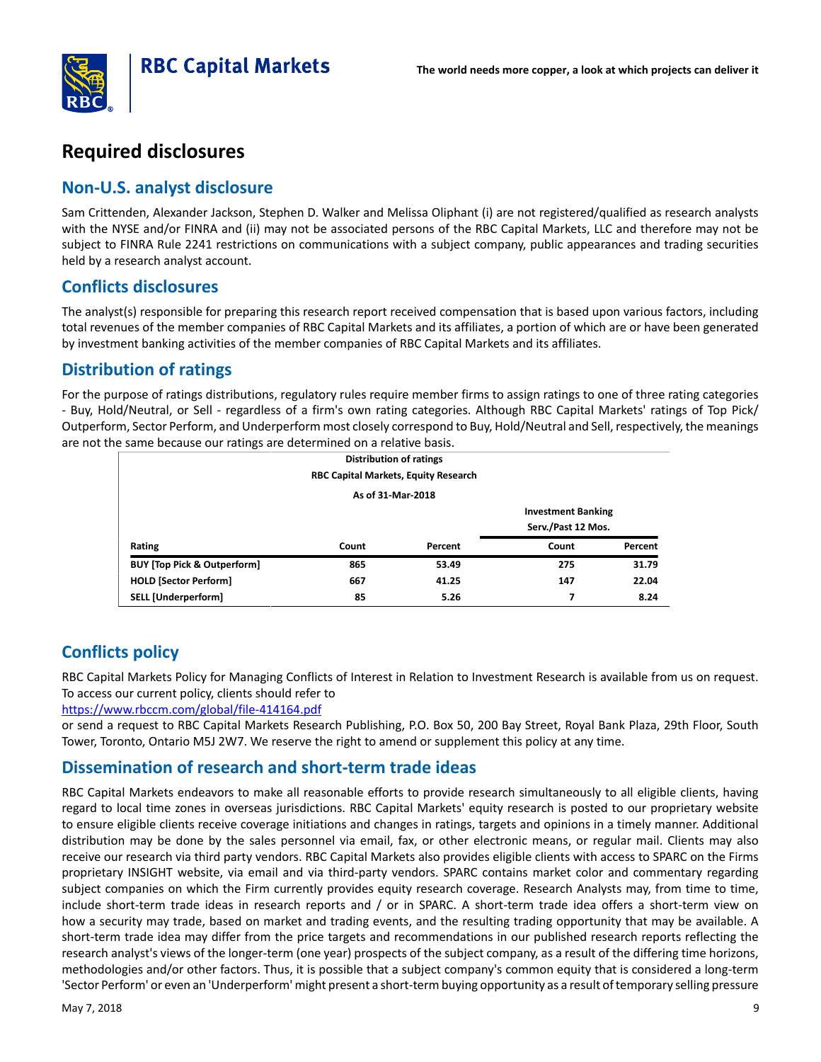## Required disclosures

### Non-U.S. analyst disclosure

Sam Crittenden, Alexander Jackson, Stephen D. Walker and Melissa Oliphant (i) are not registered/qualified as research analysts with the NYSE and/or FINRA and (ii) may not be associated persons of the RBC Capital Markets, LLC and therefore may not be subject to FINRA Rule 2241 restrictions on communications with a subject company, public appearances and trading securities held by a research analyst account.

### Conflicts disclosures

The analyst(s) responsible for preparing this research report received compensation that is based upon various factors, including total revenues of the member companies of RBC Capital Markets and its affiliates, a portion of which are or have been generated by investment banking activities of the member companies of RBC Capital Markets and its affiliates.

### Distribution of ratings

For the purpose of ratings distributions, regulatory rules require member firms to assign ratings to one of three rating categories - Buy, Hold/Neutral, or Sell - regardless of a firm's own rating categories. Although RBC Capital Markets' ratings of Top Pick/ Outperform, Sector Perform, and Underperform most closely correspond to Buy, Hold/Neutral and Sell, respectively, the meanings are not the same because our ratings are determined on a relative basis.

**Distribution of ratings**
**RBC Capital Markets, Equity Research**
**As of 31-Mar-2018**

| Rating | Count | Percent | Investment Banking Serv./Past 12 Mos. Count | Investment Banking Serv./Past 12 Mos. Percent |
|---|---|---|---|---|
| BUY [Top Pick & Outperform] | 865 | 53.49 | 275 | 31.79 |
| HOLD [Sector Perform] | 667 | 41.25 | 147 | 22.04 |
| SELL [Underperform] | 85 | 5.26 | 7 | 8.24 |

### Conflicts policy

RBC Capital Markets Policy for Managing Conflicts of Interest in Relation to Investment Research is available from us on request. To access our current policy, clients should refer to
https://www.rbccm.com/global/file-414164.pdf
or send a request to RBC Capital Markets Research Publishing, P.O. Box 50, 200 Bay Street, Royal Bank Plaza, 29th Floor, South Tower, Toronto, Ontario M5J 2W7. We reserve the right to amend or supplement this policy at any time.

### Dissemination of research and short-term trade ideas

RBC Capital Markets endeavors to make all reasonable efforts to provide research simultaneously to all eligible clients, having regard to local time zones in overseas jurisdictions. RBC Capital Markets' equity research is posted to our proprietary website to ensure eligible clients receive coverage initiations and changes in ratings, targets and opinions in a timely manner. Additional distribution may be done by the sales personnel via email, fax, or other electronic means, or regular mail. Clients may also receive our research via third party vendors. RBC Capital Markets also provides eligible clients with access to SPARC on the Firms proprietary INSIGHT website, via email and via third-party vendors. SPARC contains market color and commentary regarding subject companies on which the Firm currently provides equity research coverage. Research Analysts may, from time to time, include short-term trade ideas in research reports and / or in SPARC. A short-term trade idea offers a short-term view on how a security may trade, based on market and trading events, and the resulting trading opportunity that may be available. A short-term trade idea may differ from the price targets and recommendations in our published research reports reflecting the research analyst's views of the longer-term (one year) prospects of the subject company, as a result of the differing time horizons, methodologies and/or other factors. Thus, it is possible that a subject company's common equity that is considered a long-term 'Sector Perform' or even an 'Underperform' might present a short-term buying opportunity as a result of temporary selling pressure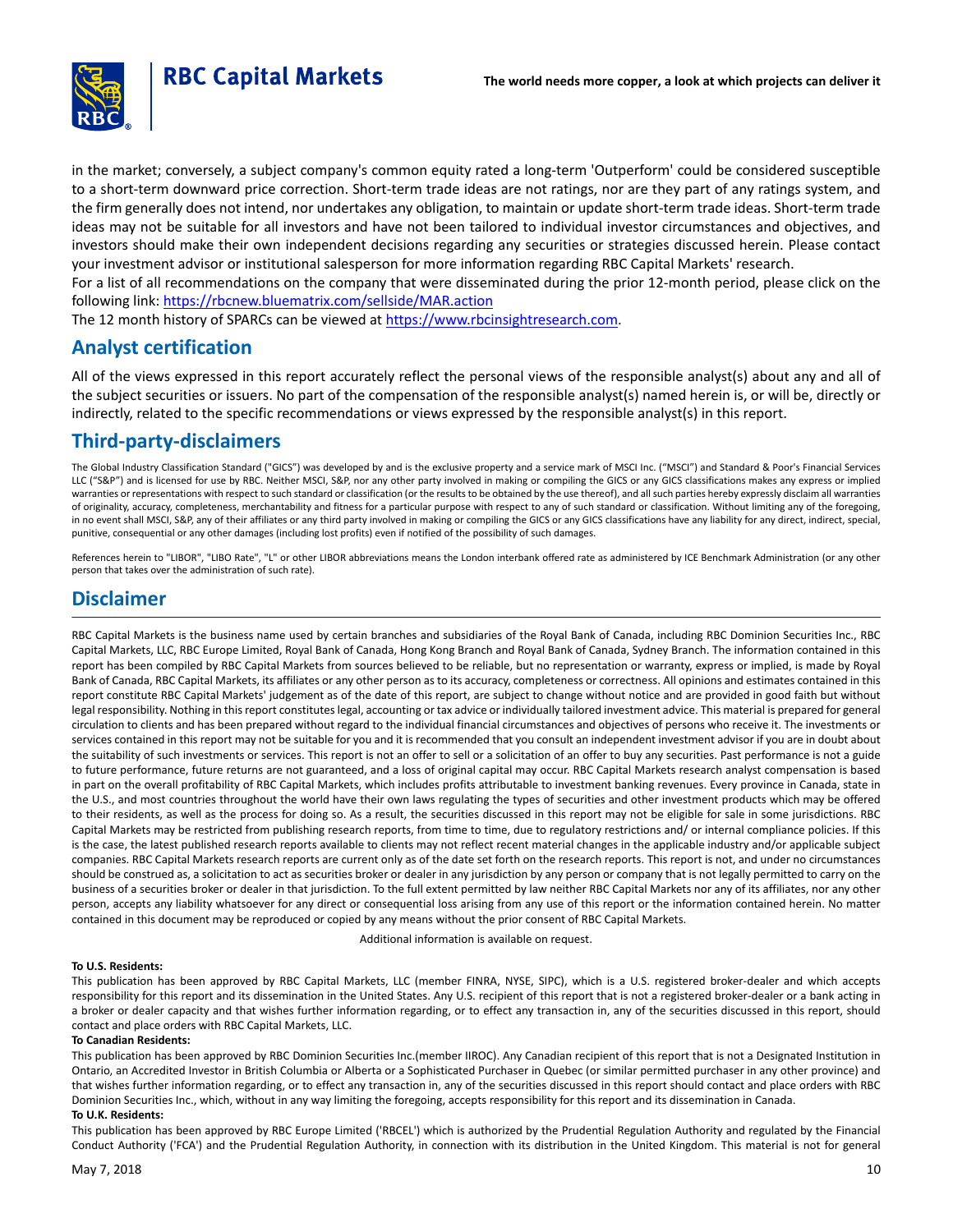in the market; conversely, a subject company's common equity rated a long-term 'Outperform' could be considered susceptible to a short-term downward price correction. Short-term trade ideas are not ratings, nor are they part of any ratings system, and the firm generally does not intend, nor undertakes any obligation, to maintain or update short-term trade ideas. Short-term trade ideas may not be suitable for all investors and have not been tailored to individual investor circumstances and objectives, and investors should make their own independent decisions regarding any securities or strategies discussed herein. Please contact your investment advisor or institutional salesperson for more information regarding RBC Capital Markets' research.

For a list of all recommendations on the company that were disseminated during the prior 12-month period, please click on the following link: https://rbcnew.bluematrix.com/sellside/MAR.action

The 12 month history of SPARCs can be viewed at https://www.rbcinsightresearch.com.

## Analyst certification

All of the views expressed in this report accurately reflect the personal views of the responsible analyst(s) about any and all of the subject securities or issuers. No part of the compensation of the responsible analyst(s) named herein is, or will be, directly or indirectly, related to the specific recommendations or views expressed by the responsible analyst(s) in this report.

## Third-party-disclaimers

The Global Industry Classification Standard ("GICS") was developed by and is the exclusive property and a service mark of MSCI Inc. ("MSCI") and Standard & Poor's Financial Services LLC ("S&P") and is licensed for use by RBC. Neither MSCI, S&P, nor any other party involved in making or compiling the GICS or any GICS classifications makes any express or implied warranties or representations with respect to such standard or classification (or the results to be obtained by the use thereof), and all such parties hereby expressly disclaim all warranties of originality, accuracy, completeness, merchantability and fitness for a particular purpose with respect to any of such standard or classification. Without limiting any of the foregoing, in no event shall MSCI, S&P, any of their affiliates or any third party involved in making or compiling the GICS or any GICS classifications have any liability for any direct, indirect, special, punitive, consequential or any other damages (including lost profits) even if notified of the possibility of such damages.

References herein to "LIBOR", "LIBO Rate", "L" or other LIBOR abbreviations means the London interbank offered rate as administered by ICE Benchmark Administration (or any other person that takes over the administration of such rate).

## Disclaimer

RBC Capital Markets is the business name used by certain branches and subsidiaries of the Royal Bank of Canada, including RBC Dominion Securities Inc., RBC Capital Markets, LLC, RBC Europe Limited, Royal Bank of Canada, Hong Kong Branch and Royal Bank of Canada, Sydney Branch. The information contained in this report has been compiled by RBC Capital Markets from sources believed to be reliable, but no representation or warranty, express or implied, is made by Royal Bank of Canada, RBC Capital Markets, its affiliates or any other person as to its accuracy, completeness or correctness. All opinions and estimates contained in this report constitute RBC Capital Markets' judgement as of the date of this report, are subject to change without notice and are provided in good faith but without legal responsibility. Nothing in this report constitutes legal, accounting or tax advice or individually tailored investment advice. This material is prepared for general circulation to clients and has been prepared without regard to the individual financial circumstances and objectives of persons who receive it. The investments or services contained in this report may not be suitable for you and it is recommended that you consult an independent investment advisor if you are in doubt about the suitability of such investments or services. This report is not an offer to sell or a solicitation of an offer to buy any securities. Past performance is not a guide to future performance, future returns are not guaranteed, and a loss of original capital may occur. RBC Capital Markets research analyst compensation is based in part on the overall profitability of RBC Capital Markets, which includes profits attributable to investment banking revenues. Every province in Canada, state in the U.S., and most countries throughout the world have their own laws regulating the types of securities and other investment products which may be offered to their residents, as well as the process for doing so. As a result, the securities discussed in this report may not be eligible for sale in some jurisdictions. RBC Capital Markets may be restricted from publishing research reports, from time to time, due to regulatory restrictions and/ or internal compliance policies. If this is the case, the latest published research reports available to clients may not reflect recent material changes in the applicable industry and/or applicable subject companies. RBC Capital Markets research reports are current only as of the date set forth on the research reports. This report is not, and under no circumstances should be construed as, a solicitation to act as securities broker or dealer in any jurisdiction by any person or company that is not legally permitted to carry on the business of a securities broker or dealer in that jurisdiction. To the full extent permitted by law neither RBC Capital Markets nor any of its affiliates, nor any other person, accepts any liability whatsoever for any direct or consequential loss arising from any use of this report or the information contained herein. No matter contained in this document may be reproduced or copied by any means without the prior consent of RBC Capital Markets.

Additional information is available on request.

**To U.S. Residents:**

This publication has been approved by RBC Capital Markets, LLC (member FINRA, NYSE, SIPC), which is a U.S. registered broker-dealer and which accepts responsibility for this report and its dissemination in the United States. Any U.S. recipient of this report that is not a registered broker-dealer or a bank acting in a broker or dealer capacity and that wishes further information regarding, or to effect any transaction in, any of the securities discussed in this report, should contact and place orders with RBC Capital Markets, LLC.

**To Canadian Residents:**

This publication has been approved by RBC Dominion Securities Inc.(member IIROC). Any Canadian recipient of this report that is not a Designated Institution in Ontario, an Accredited Investor in British Columbia or Alberta or a Sophisticated Purchaser in Quebec (or similar permitted purchaser in any other province) and that wishes further information regarding, or to effect any transaction in, any of the securities discussed in this report should contact and place orders with RBC Dominion Securities Inc., which, without in any way limiting the foregoing, accepts responsibility for this report and its dissemination in Canada.

**To U.K. Residents:**

This publication has been approved by RBC Europe Limited ('RBCEL') which is authorized by the Prudential Regulation Authority and regulated by the Financial Conduct Authority ('FCA') and the Prudential Regulation Authority, in connection with its distribution in the United Kingdom. This material is not for general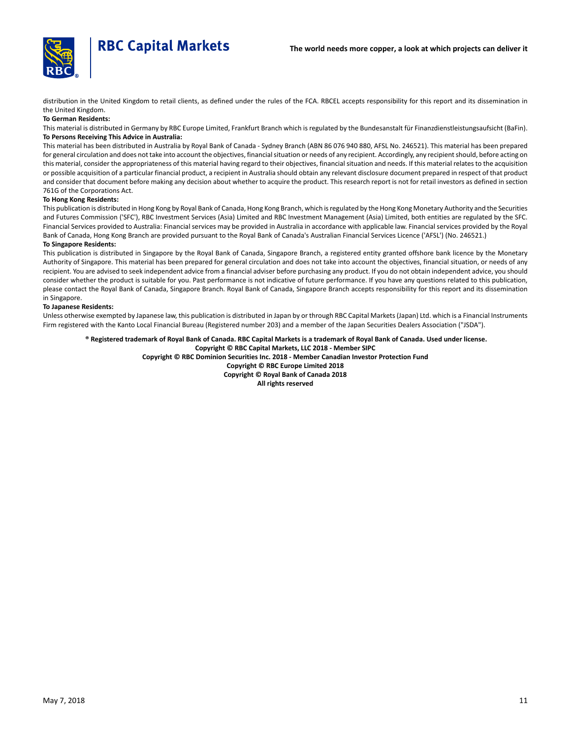distribution in the United Kingdom to retail clients, as defined under the rules of the FCA. RBCEL accepts responsibility for this report and its dissemination in the United Kingdom.

**To German Residents:**

This material is distributed in Germany by RBC Europe Limited, Frankfurt Branch which is regulated by the Bundesanstalt für Finanzdienstleistungsaufsicht (BaFin).

**To Persons Receiving This Advice in Australia:**

This material has been distributed in Australia by Royal Bank of Canada - Sydney Branch (ABN 86 076 940 880, AFSL No. 246521). This material has been prepared for general circulation and does not take into account the objectives, financial situation or needs of any recipient. Accordingly, any recipient should, before acting on this material, consider the appropriateness of this material having regard to their objectives, financial situation and needs. If this material relates to the acquisition or possible acquisition of a particular financial product, a recipient in Australia should obtain any relevant disclosure document prepared in respect of that product and consider that document before making any decision about whether to acquire the product. This research report is not for retail investors as defined in section 761G of the Corporations Act.

**To Hong Kong Residents:**

This publication is distributed in Hong Kong by Royal Bank of Canada, Hong Kong Branch, which is regulated by the Hong Kong Monetary Authority and the Securities and Futures Commission ('SFC'), RBC Investment Services (Asia) Limited and RBC Investment Management (Asia) Limited, both entities are regulated by the SFC. Financial Services provided to Australia: Financial services may be provided in Australia in accordance with applicable law. Financial services provided by the Royal Bank of Canada, Hong Kong Branch are provided pursuant to the Royal Bank of Canada's Australian Financial Services Licence ('AFSL') (No. 246521.)

**To Singapore Residents:**

This publication is distributed in Singapore by the Royal Bank of Canada, Singapore Branch, a registered entity granted offshore bank licence by the Monetary Authority of Singapore. This material has been prepared for general circulation and does not take into account the objectives, financial situation, or needs of any recipient. You are advised to seek independent advice from a financial adviser before purchasing any product. If you do not obtain independent advice, you should consider whether the product is suitable for you. Past performance is not indicative of future performance. If you have any questions related to this publication, please contact the Royal Bank of Canada, Singapore Branch. Royal Bank of Canada, Singapore Branch accepts responsibility for this report and its dissemination in Singapore.

**To Japanese Residents:**

Unless otherwise exempted by Japanese law, this publication is distributed in Japan by or through RBC Capital Markets (Japan) Ltd. which is a Financial Instruments Firm registered with the Kanto Local Financial Bureau (Registered number 203) and a member of the Japan Securities Dealers Association ("JSDA").

**® Registered trademark of Royal Bank of Canada. RBC Capital Markets is a trademark of Royal Bank of Canada. Used under license.**
**Copyright © RBC Capital Markets, LLC 2018 - Member SIPC**
**Copyright © RBC Dominion Securities Inc. 2018 - Member Canadian Investor Protection Fund**
**Copyright © RBC Europe Limited 2018**
**Copyright © Royal Bank of Canada 2018**
**All rights reserved**